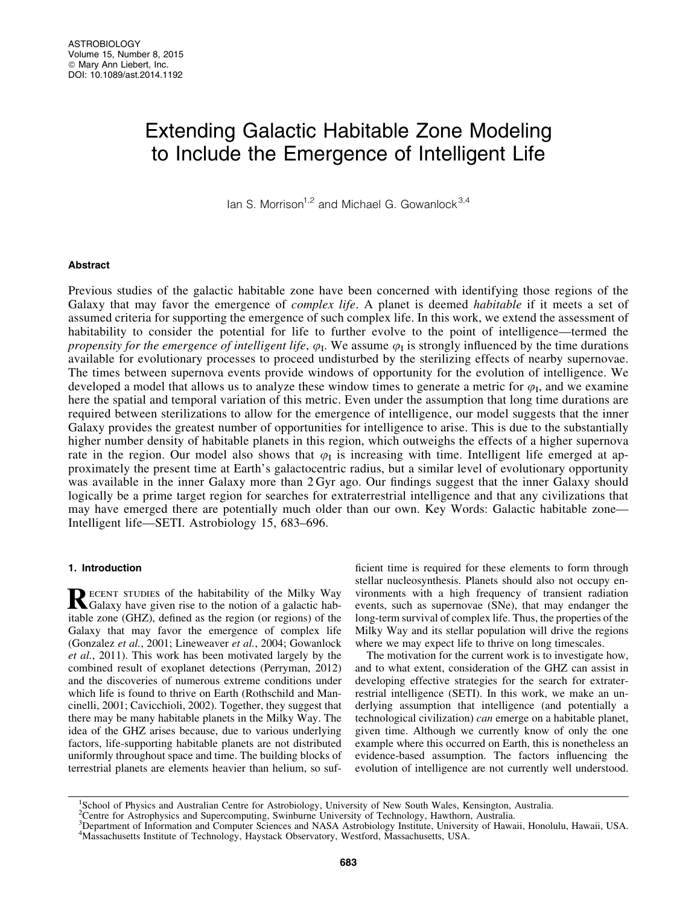# Extending Galactic Habitable Zone Modeling to Include the Emergence of Intelligent Life

Ian S. Morrison[1,2] and Michael G. Gowanlock[3,4]

## Abstract

Previous studies of the galactic habitable zone have been concerned with identifying those regions of the Galaxy that may favor the emergence of *complex life*. A planet is deemed *habitable* if it meets a set of assumed criteria for supporting the emergence of such complex life. In this work, we extend the assessment of habitability to consider the potential for life to further evolve to the point of intelligence—termed the *propensity for the emergence of intelligent life*, $\varphi_I$. We assume $\varphi_I$ is strongly influenced by the time durations available for evolutionary processes to proceed undisturbed by the sterilizing effects of nearby supernovae. The times between supernova events provide windows of opportunity for the evolution of intelligence. We developed a model that allows us to analyze these window times to generate a metric for $\varphi_I$, and we examine here the spatial and temporal variation of this metric. Even under the assumption that long time durations are required between sterilizations to allow for the emergence of intelligence, our model suggests that the inner Galaxy provides the greatest number of opportunities for intelligence to arise. This is due to the substantially higher number density of habitable planets in this region, which outweighs the effects of a higher supernova rate in the region. Our model also shows that $\varphi_I$ is increasing with time. Intelligent life emerged at approximately the present time at Earth's galactocentric radius, but a similar level of evolutionary opportunity was available in the inner Galaxy more than 2 Gyr ago. Our findings suggest that the inner Galaxy should logically be a prime target region for searches for extraterrestrial intelligence and that any civilizations that may have emerged there are potentially much older than our own. Key Words: Galactic habitable zone—Intelligent life—SETI. Astrobiology 15, 683–696.

## 1. Introduction

Recent studies of the habitability of the Milky Way Galaxy have given rise to the notion of a galactic habitable zone (GHZ), defined as the region (or regions) of the Galaxy that may favor the emergence of complex life (Gonzalez *et al.*, 2001; Lineweaver *et al.*, 2004; Gowanlock *et al.*, 2011). This work has been motivated largely by the combined result of exoplanet detections (Perryman, 2012) and the discoveries of numerous extreme conditions under which life is found to thrive on Earth (Rothschild and Mancinelli, 2001; Cavicchioli, 2002). Together, they suggest that there may be many habitable planets in the Milky Way. The idea of the GHZ arises because, due to various underlying factors, life-supporting habitable planets are not distributed uniformly throughout space and time. The building blocks of terrestrial planets are elements heavier than helium, so sufficient time is required for these elements to form through stellar nucleosynthesis. Planets should also not occupy environments with a high frequency of transient radiation events, such as supernovae (SNe), that may endanger the long-term survival of complex life. Thus, the properties of the Milky Way and its stellar population will drive the regions where we may expect life to thrive on long timescales.

The motivation for the current work is to investigate how, and to what extent, consideration of the GHZ can assist in developing effective strategies for the search for extraterrestrial intelligence (SETI). In this work, we make an underlying assumption that intelligence (and potentially a technological civilization) *can* emerge on a habitable planet, given time. Although we currently know of only the one example where this occurred on Earth, this is nonetheless an evidence-based assumption. The factors influencing the evolution of intelligence are not currently well understood.

[1]School of Physics and Australian Centre for Astrobiology, University of New South Wales, Kensington, Australia.
[2]Centre for Astrophysics and Supercomputing, Swinburne University of Technology, Hawthorn, Australia.
[3]Department of Information and Computer Sciences and NASA Astrobiology Institute, University of Hawaii, Honolulu, Hawaii, USA.
[4]Massachusetts Institute of Technology, Haystack Observatory, Westford, Massachusetts, USA.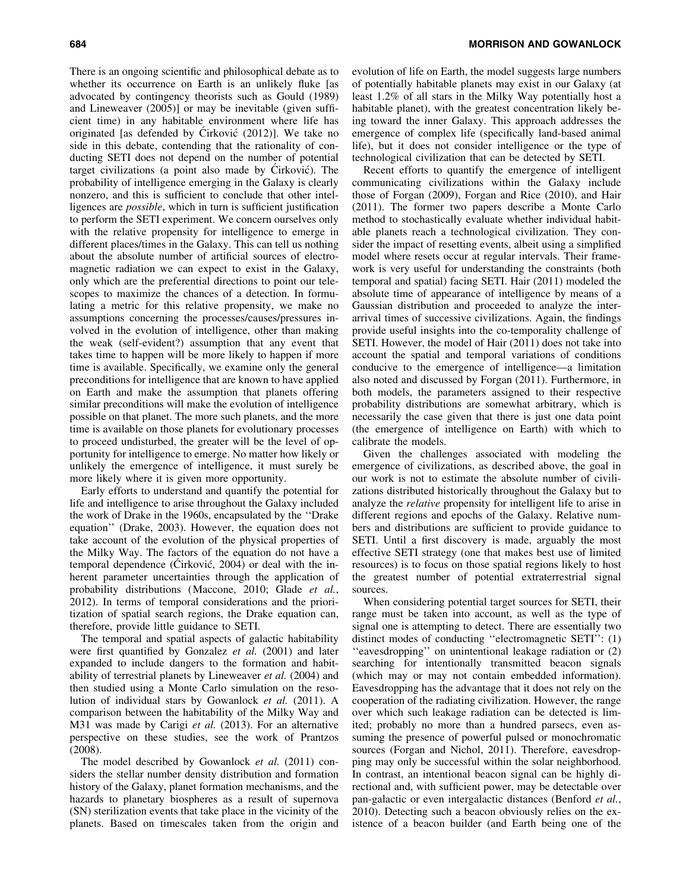There is an ongoing scientific and philosophical debate as to whether its occurrence on Earth is an unlikely fluke [as advocated by contingency theorists such as Gould (1989) and Lineweaver (2005)] or may be inevitable (given sufficient time) in any habitable environment where life has originated [as defended by Ćirković (2012)]. We take no side in this debate, contending that the rationality of conducting SETI does not depend on the number of potential target civilizations (a point also made by Ćirković). The probability of intelligence emerging in the Galaxy is clearly nonzero, and this is sufficient to conclude that other intelligences are *possible*, which in turn is sufficient justification to perform the SETI experiment. We concern ourselves only with the relative propensity for intelligence to emerge in different places/times in the Galaxy. This can tell us nothing about the absolute number of artificial sources of electromagnetic radiation we can expect to exist in the Galaxy, only which are the preferential directions to point our telescopes to maximize the chances of a detection. In formulating a metric for this relative propensity, we make no assumptions concerning the processes/causes/pressures involved in the evolution of intelligence, other than making the weak (self-evident?) assumption that any event that takes time to happen will be more likely to happen if more time is available. Specifically, we examine only the general preconditions for intelligence that are known to have applied on Earth and make the assumption that planets offering similar preconditions will make the evolution of intelligence possible on that planet. The more such planets, and the more time is available on those planets for evolutionary processes to proceed undisturbed, the greater will be the level of opportunity for intelligence to emerge. No matter how likely or unlikely the emergence of intelligence, it must surely be more likely where it is given more opportunity.

Early efforts to understand and quantify the potential for life and intelligence to arise throughout the Galaxy included the work of Drake in the 1960s, encapsulated by the ''Drake equation'' (Drake, 2003). However, the equation does not take account of the evolution of the physical properties of the Milky Way. The factors of the equation do not have a temporal dependence (Ćirković, 2004) or deal with the inherent parameter uncertainties through the application of probability distributions (Maccone, 2010; Glade *et al.*, 2012). In terms of temporal considerations and the prioritization of spatial search regions, the Drake equation can, therefore, provide little guidance to SETI.

The temporal and spatial aspects of galactic habitability were first quantified by Gonzalez *et al.* (2001) and later expanded to include dangers to the formation and habitability of terrestrial planets by Lineweaver *et al.* (2004) and then studied using a Monte Carlo simulation on the resolution of individual stars by Gowanlock *et al.* (2011). A comparison between the habitability of the Milky Way and M31 was made by Carigi *et al.* (2013). For an alternative perspective on these studies, see the work of Prantzos (2008).

The model described by Gowanlock *et al.* (2011) considers the stellar number density distribution and formation history of the Galaxy, planet formation mechanisms, and the hazards to planetary biospheres as a result of supernova (SN) sterilization events that take place in the vicinity of the planets. Based on timescales taken from the origin and evolution of life on Earth, the model suggests large numbers of potentially habitable planets may exist in our Galaxy (at least 1.2% of all stars in the Milky Way potentially host a habitable planet), with the greatest concentration likely being toward the inner Galaxy. This approach addresses the emergence of complex life (specifically land-based animal life), but it does not consider intelligence or the type of technological civilization that can be detected by SETI.

Recent efforts to quantify the emergence of intelligent communicating civilizations within the Galaxy include those of Forgan (2009), Forgan and Rice (2010), and Hair (2011). The former two papers describe a Monte Carlo method to stochastically evaluate whether individual habitable planets reach a technological civilization. They consider the impact of resetting events, albeit using a simplified model where resets occur at regular intervals. Their framework is very useful for understanding the constraints (both temporal and spatial) facing SETI. Hair (2011) modeled the absolute time of appearance of intelligence by means of a Gaussian distribution and proceeded to analyze the interarrival times of successive civilizations. Again, the findings provide useful insights into the co-temporality challenge of SETI. However, the model of Hair (2011) does not take into account the spatial and temporal variations of conditions conducive to the emergence of intelligence—a limitation also noted and discussed by Forgan (2011). Furthermore, in both models, the parameters assigned to their respective probability distributions are somewhat arbitrary, which is necessarily the case given that there is just one data point (the emergence of intelligence on Earth) with which to calibrate the models.

Given the challenges associated with modeling the emergence of civilizations, as described above, the goal in our work is not to estimate the absolute number of civilizations distributed historically throughout the Galaxy but to analyze the *relative* propensity for intelligent life to arise in different regions and epochs of the Galaxy. Relative numbers and distributions are sufficient to provide guidance to SETI. Until a first discovery is made, arguably the most effective SETI strategy (one that makes best use of limited resources) is to focus on those spatial regions likely to host the greatest number of potential extraterrestrial signal sources.

When considering potential target sources for SETI, their range must be taken into account, as well as the type of signal one is attempting to detect. There are essentially two distinct modes of conducting ''electromagnetic SETI'': (1) ''eavesdropping'' on unintentional leakage radiation or (2) searching for intentionally transmitted beacon signals (which may or may not contain embedded information). Eavesdropping has the advantage that it does not rely on the cooperation of the radiating civilization. However, the range over which such leakage radiation can be detected is limited; probably no more than a hundred parsecs, even assuming the presence of powerful pulsed or monochromatic sources (Forgan and Nichol, 2011). Therefore, eavesdropping may only be successful within the solar neighborhood. In contrast, an intentional beacon signal can be highly directional and, with sufficient power, may be detectable over pan-galactic or even intergalactic distances (Benford *et al.*, 2010). Detecting such a beacon obviously relies on the existence of a beacon builder (and Earth being one of the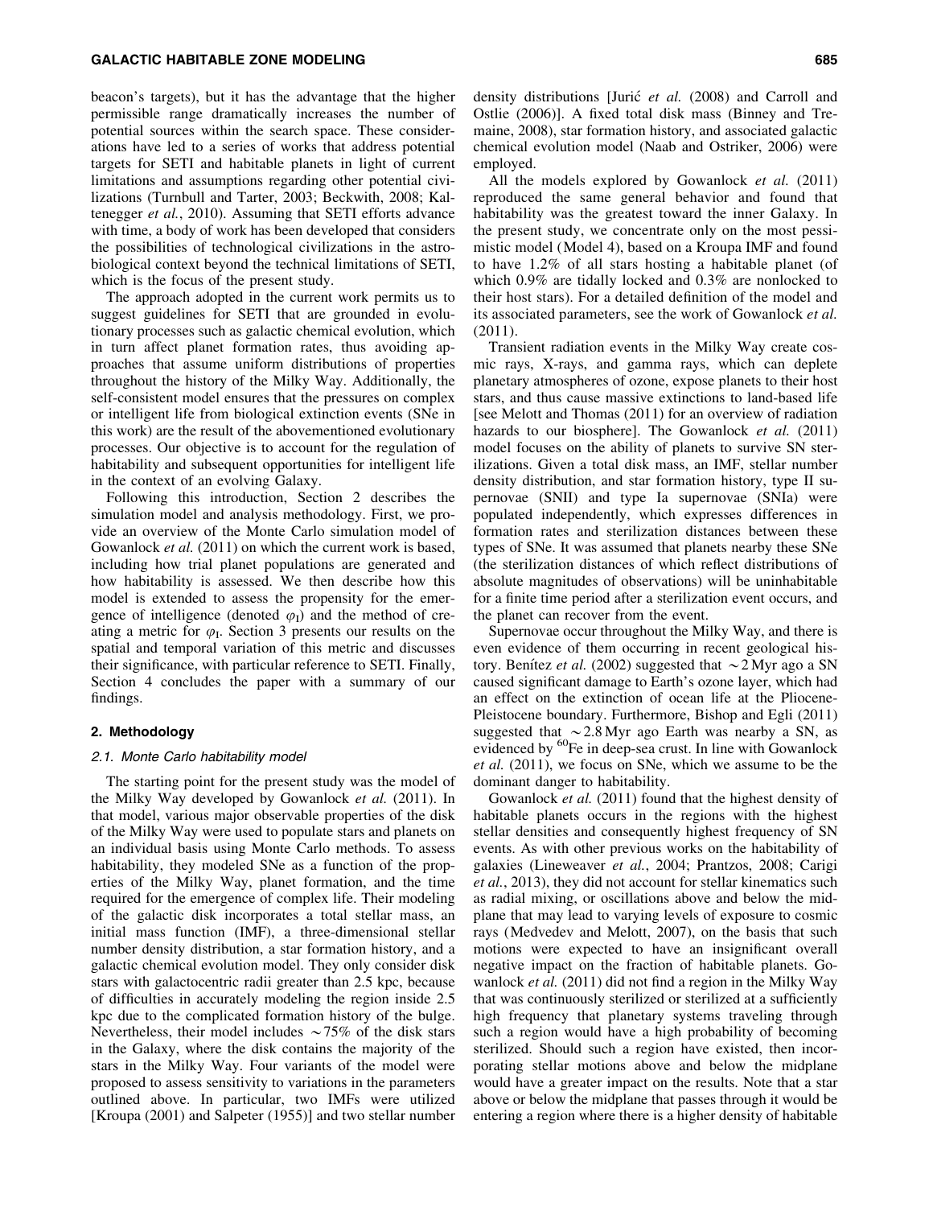beacon's targets), but it has the advantage that the higher permissible range dramatically increases the number of potential sources within the search space. These considerations have led to a series of works that address potential targets for SETI and habitable planets in light of current limitations and assumptions regarding other potential civilizations (Turnbull and Tarter, 2003; Beckwith, 2008; Kaltenegger *et al.*, 2010). Assuming that SETI efforts advance with time, a body of work has been developed that considers the possibilities of technological civilizations in the astrobiological context beyond the technical limitations of SETI, which is the focus of the present study.

The approach adopted in the current work permits us to suggest guidelines for SETI that are grounded in evolutionary processes such as galactic chemical evolution, which in turn affect planet formation rates, thus avoiding approaches that assume uniform distributions of properties throughout the history of the Milky Way. Additionally, the self-consistent model ensures that the pressures on complex or intelligent life from biological extinction events (SNe in this work) are the result of the abovementioned evolutionary processes. Our objective is to account for the regulation of habitability and subsequent opportunities for intelligent life in the context of an evolving Galaxy.

Following this introduction, Section 2 describes the simulation model and analysis methodology. First, we provide an overview of the Monte Carlo simulation model of Gowanlock *et al.* (2011) on which the current work is based, including how trial planet populations are generated and how habitability is assessed. We then describe how this model is extended to assess the propensity for the emergence of intelligence (denoted $\varphi_I$) and the method of creating a metric for $\varphi_I$. Section 3 presents our results on the spatial and temporal variation of this metric and discusses their significance, with particular reference to SETI. Finally, Section 4 concludes the paper with a summary of our findings.

## 2. Methodology

### 2.1. Monte Carlo habitability model

The starting point for the present study was the model of the Milky Way developed by Gowanlock *et al.* (2011). In that model, various major observable properties of the disk of the Milky Way were used to populate stars and planets on an individual basis using Monte Carlo methods. To assess habitability, they modeled SNe as a function of the properties of the Milky Way, planet formation, and the time required for the emergence of complex life. Their modeling of the galactic disk incorporates a total stellar mass, an initial mass function (IMF), a three-dimensional stellar number density distribution, a star formation history, and a galactic chemical evolution model. They only consider disk stars with galactocentric radii greater than 2.5 kpc, because of difficulties in accurately modeling the region inside 2.5 kpc due to the complicated formation history of the bulge. Nevertheless, their model includes ~75% of the disk stars in the Galaxy, where the disk contains the majority of the stars in the Milky Way. Four variants of the model were proposed to assess sensitivity to variations in the parameters outlined above. In particular, two IMFs were utilized [Kroupa (2001) and Salpeter (1955)] and two stellar number density distributions [Jurić *et al.* (2008) and Carroll and Ostlie (2006)]. A fixed total disk mass (Binney and Tremaine, 2008), star formation history, and associated galactic chemical evolution model (Naab and Ostriker, 2006) were employed.

All the models explored by Gowanlock *et al.* (2011) reproduced the same general behavior and found that habitability was the greatest toward the inner Galaxy. In the present study, we concentrate only on the most pessimistic model (Model 4), based on a Kroupa IMF and found to have 1.2% of all stars hosting a habitable planet (of which 0.9% are tidally locked and 0.3% are nonlocked to their host stars). For a detailed definition of the model and its associated parameters, see the work of Gowanlock *et al.* (2011).

Transient radiation events in the Milky Way create cosmic rays, X-rays, and gamma rays, which can deplete planetary atmospheres of ozone, expose planets to their host stars, and thus cause massive extinctions to land-based life [see Melott and Thomas (2011) for an overview of radiation hazards to our biosphere]. The Gowanlock *et al.* (2011) model focuses on the ability of planets to survive SN sterilizations. Given a total disk mass, an IMF, stellar number density distribution, and star formation history, type II supernovae (SNII) and type Ia supernovae (SNIa) were populated independently, which expresses differences in formation rates and sterilization distances between these types of SNe. It was assumed that planets nearby these SNe (the sterilization distances of which reflect distributions of absolute magnitudes of observations) will be uninhabitable for a finite time period after a sterilization event occurs, and the planet can recover from the event.

Supernovae occur throughout the Milky Way, and there is even evidence of them occurring in recent geological history. Benítez *et al.* (2002) suggested that ~2 Myr ago a SN caused significant damage to Earth's ozone layer, which had an effect on the extinction of ocean life at the Pliocene-Pleistocene boundary. Furthermore, Bishop and Egli (2011) suggested that ~2.8 Myr ago Earth was nearby a SN, as evidenced by $^{60}$Fe in deep-sea crust. In line with Gowanlock *et al.* (2011), we focus on SNe, which we assume to be the dominant danger to habitability.

Gowanlock *et al.* (2011) found that the highest density of habitable planets occurs in the regions with the highest stellar densities and consequently highest frequency of SN events. As with other previous works on the habitability of galaxies (Lineweaver *et al.*, 2004; Prantzos, 2008; Carigi *et al.*, 2013), they did not account for stellar kinematics such as radial mixing, or oscillations above and below the midplane that may lead to varying levels of exposure to cosmic rays (Medvedev and Melott, 2007), on the basis that such motions were expected to have an insignificant overall negative impact on the fraction of habitable planets. Gowanlock *et al.* (2011) did not find a region in the Milky Way that was continuously sterilized or sterilized at a sufficiently high frequency that planetary systems traveling through such a region would have a high probability of becoming sterilized. Should such a region have existed, then incorporating stellar motions above and below the midplane would have a greater impact on the results. Note that a star above or below the midplane that passes through it would be entering a region where there is a higher density of habitable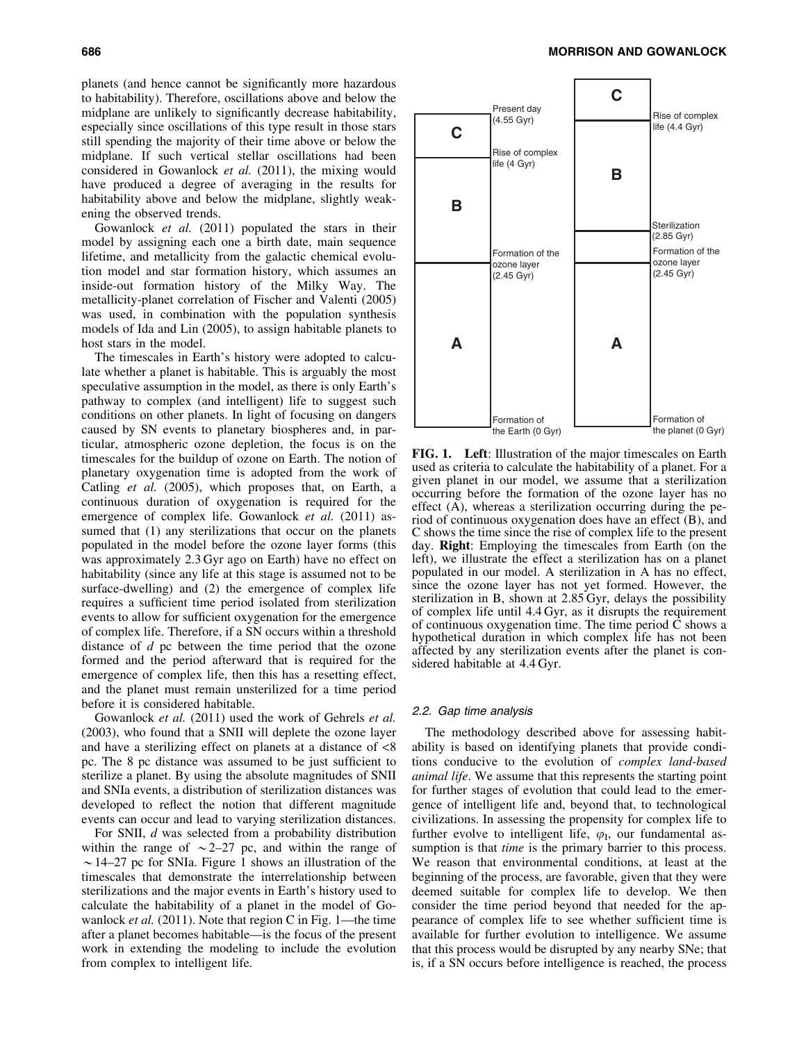planets (and hence cannot be significantly more hazardous to habitability). Therefore, oscillations above and below the midplane are unlikely to significantly decrease habitability, especially since oscillations of this type result in those stars still spending the majority of their time above or below the midplane. If such vertical stellar oscillations had been considered in Gowanlock *et al.* (2011), the mixing would have produced a degree of averaging in the results for habitability above and below the midplane, slightly weakening the observed trends.

Gowanlock *et al.* (2011) populated the stars in their model by assigning each one a birth date, main sequence lifetime, and metallicity from the galactic chemical evolution model and star formation history, which assumes an inside-out formation history of the Milky Way. The metallicity-planet correlation of Fischer and Valenti (2005) was used, in combination with the population synthesis models of Ida and Lin (2005), to assign habitable planets to host stars in the model.

The timescales in Earth's history were adopted to calculate whether a planet is habitable. This is arguably the most speculative assumption in the model, as there is only Earth's pathway to complex (and intelligent) life to suggest such conditions on other planets. In light of focusing on dangers caused by SN events to planetary biospheres and, in particular, atmospheric ozone depletion, the focus is on the timescales for the buildup of ozone on Earth. The notion of planetary oxygenation time is adopted from the work of Catling *et al.* (2005), which proposes that, on Earth, a continuous duration of oxygenation is required for the emergence of complex life. Gowanlock *et al.* (2011) assumed that (1) any sterilizations that occur on the planets populated in the model before the ozone layer forms (this was approximately 2.3 Gyr ago on Earth) have no effect on habitability (since any life at this stage is assumed not to be surface-dwelling) and (2) the emergence of complex life requires a sufficient time period isolated from sterilization events to allow for sufficient oxygenation for the emergence of complex life. Therefore, if a SN occurs within a threshold distance of *d* pc between the time period that the ozone formed and the period afterward that is required for the emergence of complex life, then this has a resetting effect, and the planet must remain unsterilized for a time period before it is considered habitable.

Gowanlock *et al.* (2011) used the work of Gehrels *et al.* (2003), who found that a SNII will deplete the ozone layer and have a sterilizing effect on planets at a distance of <8 pc. The 8 pc distance was assumed to be just sufficient to sterilize a planet. By using the absolute magnitudes of SNII and SNIa events, a distribution of sterilization distances was developed to reflect the notion that different magnitude events can occur and lead to varying sterilization distances.

For SNII, *d* was selected from a probability distribution within the range of ~2–27 pc, and within the range of ~14–27 pc for SNIa. Figure 1 shows an illustration of the timescales that demonstrate the interrelationship between sterilizations and the major events in Earth's history used to calculate the habitability of a planet in the model of Gowanlock *et al.* (2011). Note that region C in Fig. 1—the time after a planet becomes habitable—is the focus of the present work in extending the modeling to include the evolution from complex to intelligent life.

C
B
A
Present day (4.55 Gyr)
Rise of complex life (4 Gyr)
Formation of the ozone layer (2.45 Gyr)
Formation of the Earth (0 Gyr)

C
B
A
Rise of complex life (4.4 Gyr)
Sterilization (2.85 Gyr)
Formation of the ozone layer (2.45 Gyr)
Formation of the planet (0 Gyr)

**FIG. 1. Left**: Illustration of the major timescales on Earth used as criteria to calculate the habitability of a planet. For a given planet in our model, we assume that a sterilization occurring before the formation of the ozone layer has no effect (A), whereas a sterilization occurring during the period of continuous oxygenation does have an effect (B), and C shows the time since the rise of complex life to the present day. **Right**: Employing the timescales from Earth (on the left), we illustrate the effect a sterilization has on a planet populated in our model. A sterilization in A has no effect, since the ozone layer has not yet formed. However, the sterilization in B, shown at 2.85 Gyr, delays the possibility of complex life until 4.4 Gyr, as it disrupts the requirement of continuous oxygenation time. The time period C shows a hypothetical duration in which complex life has not been affected by any sterilization events after the planet is considered habitable at 4.4 Gyr.

### 2.2. Gap time analysis

The methodology described above for assessing habitability is based on identifying planets that provide conditions conducive to the evolution of *complex land-based animal life*. We assume that this represents the starting point for further stages of evolution that could lead to the emergence of intelligent life and, beyond that, to technological civilizations. In assessing the propensity for complex life to further evolve to intelligent life, $\varphi_I$, our fundamental assumption is that *time* is the primary barrier to this process. We reason that environmental conditions, at least at the beginning of the process, are favorable, given that they were deemed suitable for complex life to develop. We then consider the time period beyond that needed for the appearance of complex life to see whether sufficient time is available for further evolution to intelligence. We assume that this process would be disrupted by any nearby SNe; that is, if a SN occurs before intelligence is reached, the process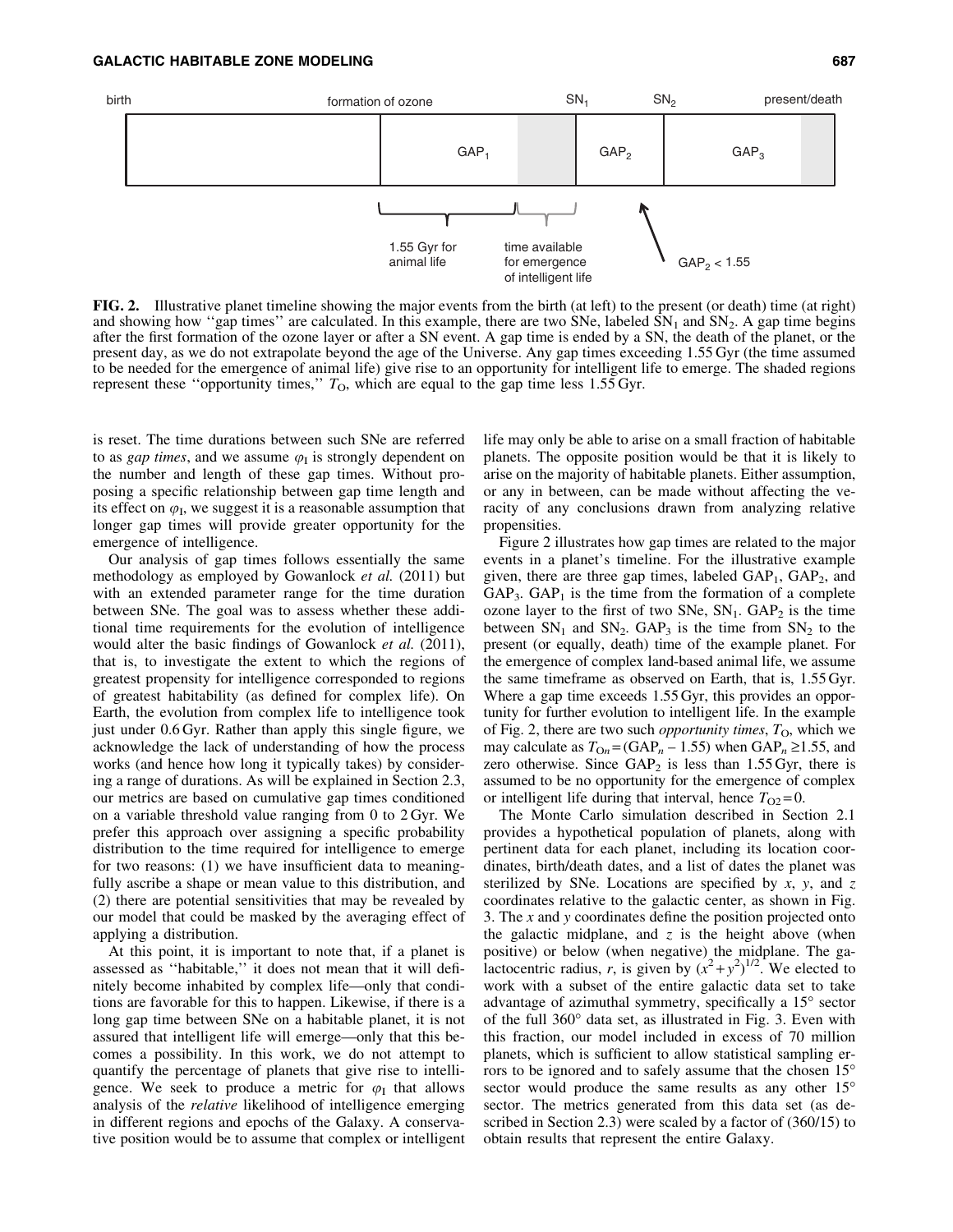birth | formation of ozone | $SN_1$ | $SN_2$ | present/death

$GAP_1$ | $GAP_2$ | $GAP_3$

1.55 Gyr for animal life | time available for emergence of intelligent life | $GAP_2 < 1.55$

**FIG. 2.** Illustrative planet timeline showing the major events from the birth (at left) to the present (or death) time (at right) and showing how ''gap times'' are calculated. In this example, there are two SNe, labeled $SN_1$ and $SN_2$. A gap time begins after the first formation of the ozone layer or after a SN event. A gap time is ended by a SN, the death of the planet, or the present day, as we do not extrapolate beyond the age of the Universe. Any gap times exceeding 1.55 Gyr (the time assumed to be needed for the emergence of animal life) give rise to an opportunity for intelligent life to emerge. The shaded regions represent these ''opportunity times,'' $T_O$, which are equal to the gap time less 1.55 Gyr.

is reset. The time durations between such SNe are referred to as *gap times*, and we assume $\varphi_I$ is strongly dependent on the number and length of these gap times. Without proposing a specific relationship between gap time length and its effect on $\varphi_I$, we suggest it is a reasonable assumption that longer gap times will provide greater opportunity for the emergence of intelligence.

Our analysis of gap times follows essentially the same methodology as employed by Gowanlock *et al.* (2011) but with an extended parameter range for the time duration between SNe. The goal was to assess whether these additional time requirements for the evolution of intelligence would alter the basic findings of Gowanlock *et al.* (2011), that is, to investigate the extent to which the regions of greatest propensity for intelligence corresponded to regions of greatest habitability (as defined for complex life). On Earth, the evolution from complex life to intelligence took just under 0.6 Gyr. Rather than apply this single figure, we acknowledge the lack of understanding of how the process works (and hence how long it typically takes) by considering a range of durations. As will be explained in Section 2.3, our metrics are based on cumulative gap times conditioned on a variable threshold value ranging from 0 to 2 Gyr. We prefer this approach over assigning a specific probability distribution to the time required for intelligence to emerge for two reasons: (1) we have insufficient data to meaningfully ascribe a shape or mean value to this distribution, and (2) there are potential sensitivities that may be revealed by our model that could be masked by the averaging effect of applying a distribution.

At this point, it is important to note that, if a planet is assessed as ''habitable,'' it does not mean that it will definitely become inhabited by complex life—only that conditions are favorable for this to happen. Likewise, if there is a long gap time between SNe on a habitable planet, it is not assured that intelligent life will emerge—only that this becomes a possibility. In this work, we do not attempt to quantify the percentage of planets that give rise to intelligence. We seek to produce a metric for $\varphi_I$ that allows analysis of the *relative* likelihood of intelligence emerging in different regions and epochs of the Galaxy. A conservative position would be to assume that complex or intelligent life may only be able to arise on a small fraction of habitable planets. The opposite position would be that it is likely to arise on the majority of habitable planets. Either assumption, or any in between, can be made without affecting the veracity of any conclusions drawn from analyzing relative propensities.

Figure 2 illustrates how gap times are related to the major events in a planet's timeline. For the illustrative example given, there are three gap times, labeled $GAP_1$, $GAP_2$, and $GAP_3$. $GAP_1$ is the time from the formation of a complete ozone layer to the first of two SNe, $SN_1$. $GAP_2$ is the time between $SN_1$ and $SN_2$. $GAP_3$ is the time from $SN_2$ to the present (or equally, death) time of the example planet. For the emergence of complex land-based animal life, we assume the same timeframe as observed on Earth, that is, 1.55 Gyr. Where a gap time exceeds 1.55 Gyr, this provides an opportunity for further evolution to intelligent life. In the example of Fig. 2, there are two such *opportunity times*, $T_O$, which we may calculate as $T_{On} = (GAP_n - 1.55)$ when $GAP_n \geq 1.55$, and zero otherwise. Since $GAP_2$ is less than 1.55 Gyr, there is assumed to be no opportunity for the emergence of complex or intelligent life during that interval, hence $T_{O2} = 0$.

The Monte Carlo simulation described in Section 2.1 provides a hypothetical population of planets, along with pertinent data for each planet, including its location coordinates, birth/death dates, and a list of dates the planet was sterilized by SNe. Locations are specified by *x*, *y*, and *z* coordinates relative to the galactic center, as shown in Fig. 3. The *x* and *y* coordinates define the position projected onto the galactic midplane, and *z* is the height above (when positive) or below (when negative) the midplane. The galactocentric radius, *r*, is given by $(x^2 + y^2)^{1/2}$. We elected to work with a subset of the entire galactic data set to take advantage of azimuthal symmetry, specifically a 15° sector of the full 360° data set, as illustrated in Fig. 3. Even with this fraction, our model included in excess of 70 million planets, which is sufficient to allow statistical sampling errors to be ignored and to safely assume that the chosen 15° sector would produce the same results as any other 15° sector. The metrics generated from this data set (as described in Section 2.3) were scaled by a factor of (360/15) to obtain results that represent the entire Galaxy.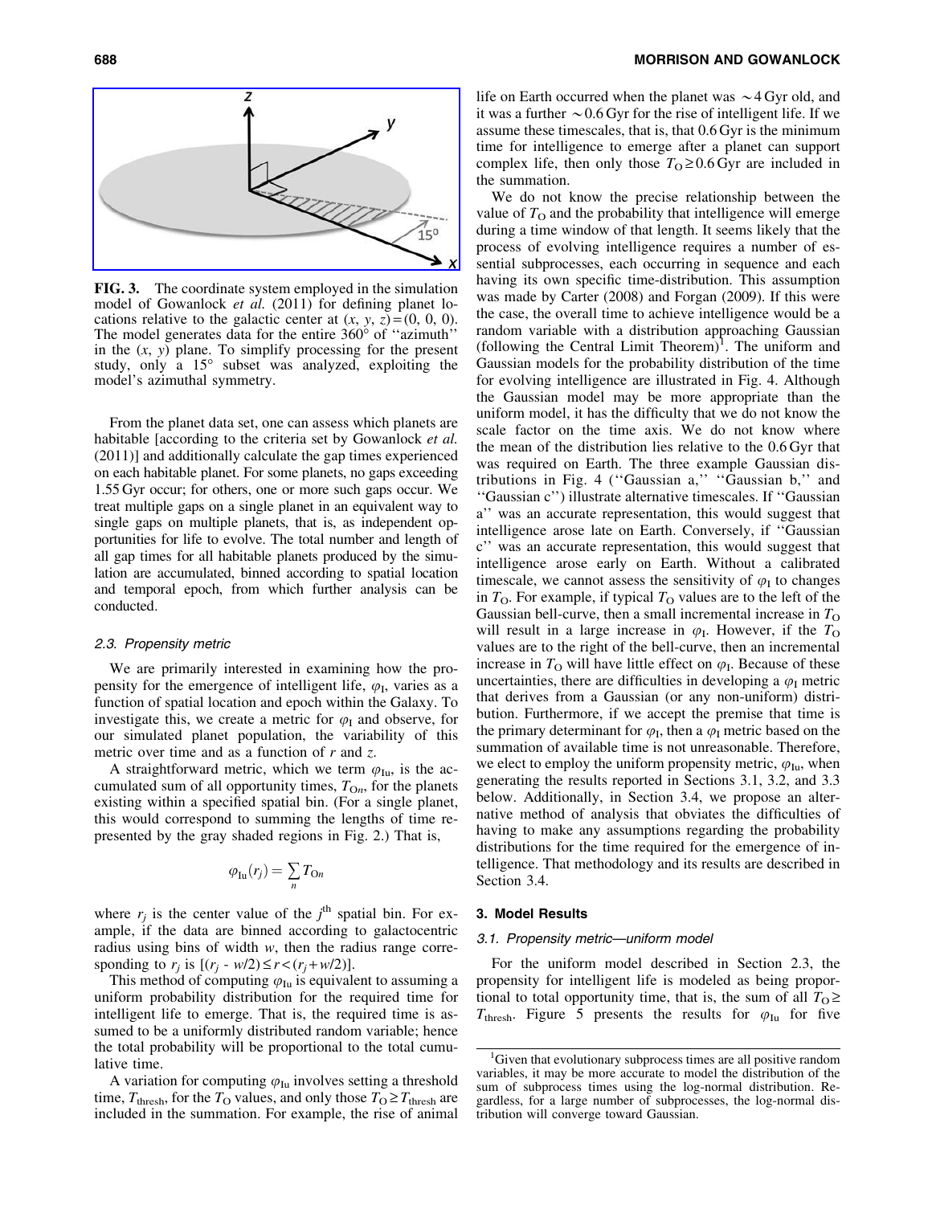FIG. 3. The coordinate system employed in the simulation model of Gowanlock *et al.* (2011) for defining planet locations relative to the galactic center at $(x, y, z) = (0, 0, 0)$. The model generates data for the entire 360° of "azimuth" in the $(x, y)$ plane. To simplify processing for the present study, only a 15° subset was analyzed, exploiting the model's azimuthal symmetry.

From the planet data set, one can assess which planets are habitable [according to the criteria set by Gowanlock *et al.* (2011)] and additionally calculate the gap times experienced on each habitable planet. For some planets, no gaps exceeding 1.55 Gyr occur; for others, one or more such gaps occur. We treat multiple gaps on a single planet in an equivalent way to single gaps on multiple planets, that is, as independent opportunities for life to evolve. The total number and length of all gap times for all habitable planets produced by the simulation are accumulated, binned according to spatial location and temporal epoch, from which further analysis can be conducted.

### 2.3. Propensity metric

We are primarily interested in examining how the propensity for the emergence of intelligent life, $\varphi_I$, varies as a function of spatial location and epoch within the Galaxy. To investigate this, we create a metric for $\varphi_I$ and observe, for our simulated planet population, the variability of this metric over time and as a function of $r$ and $z$.

A straightforward metric, which we term $\varphi_{Iu}$, is the accumulated sum of all opportunity times, $T_{On}$, for the planets existing within a specified spatial bin. (For a single planet, this would correspond to summing the lengths of time represented by the gray shaded regions in Fig. 2.) That is,

$$\varphi_{Iu}(r_j) = \sum_n T_{On}$$

where $r_j$ is the center value of the $j^{th}$ spatial bin. For example, if the data are binned according to galactocentric radius using bins of width $w$, then the radius range corresponding to $r_j$ is $[(r_j - w/2) \le r < (r_j + w/2)]$.

This method of computing $\varphi_{Iu}$ is equivalent to assuming a uniform probability distribution for the required time for intelligent life to emerge. That is, the required time is assumed to be a uniformly distributed random variable; hence the total probability will be proportional to the total cumulative time.

A variation for computing $\varphi_{Iu}$ involves setting a threshold time, $T_{thresh}$, for the $T_O$ values, and only those $T_O \ge T_{thresh}$ are included in the summation. For example, the rise of animal life on Earth occurred when the planet was ∼4 Gyr old, and it was a further ∼0.6 Gyr for the rise of intelligent life. If we assume these timescales, that is, that 0.6 Gyr is the minimum time for intelligence to emerge after a planet can support complex life, then only those $T_O \ge 0.6$ Gyr are included in the summation.

We do not know the precise relationship between the value of $T_O$ and the probability that intelligence will emerge during a time window of that length. It seems likely that the process of evolving intelligence requires a number of essential subprocesses, each occurring in sequence and each having its own specific time-distribution. This assumption was made by Carter (2008) and Forgan (2009). If this were the case, the overall time to achieve intelligence would be a random variable with a distribution approaching Gaussian (following the Central Limit Theorem)[1]. The uniform and Gaussian models for the probability distribution of the time for evolving intelligence are illustrated in Fig. 4. Although the Gaussian model may be more appropriate than the uniform model, it has the difficulty that we do not know the scale factor on the time axis. We do not know where the mean of the distribution lies relative to the 0.6 Gyr that was required on Earth. The three example Gaussian distributions in Fig. 4 ("Gaussian a," "Gaussian b," and "Gaussian c") illustrate alternative timescales. If "Gaussian a" was an accurate representation, this would suggest that intelligence arose late on Earth. Conversely, if "Gaussian c" was an accurate representation, this would suggest that intelligence arose early on Earth. Without a calibrated timescale, we cannot assess the sensitivity of $\varphi_I$ to changes in $T_O$. For example, if typical $T_O$ values are to the left of the Gaussian bell-curve, then a small incremental increase in $T_O$ will result in a large increase in $\varphi_I$. However, if the $T_O$ values are to the right of the bell-curve, then an incremental increase in $T_O$ will have little effect on $\varphi_I$. Because of these uncertainties, there are difficulties in developing a $\varphi_I$ metric that derives from a Gaussian (or any non-uniform) distribution. Furthermore, if we accept the premise that time is the primary determinant for $\varphi_I$, then a $\varphi_I$ metric based on the summation of available time is not unreasonable. Therefore, we elect to employ the uniform propensity metric, $\varphi_{Iu}$, when generating the results reported in Sections 3.1, 3.2, and 3.3 below. Additionally, in Section 3.4, we propose an alternative method of analysis that obviates the difficulties of having to make any assumptions regarding the probability distributions for the time required for the emergence of intelligence. That methodology and its results are described in Section 3.4.

## 3. Model Results

### 3.1. Propensity metric—uniform model

For the uniform model described in Section 2.3, the propensity for intelligent life is modeled as being proportional to opportunity time, that is, the sum of all $T_O \ge T_{thresh}$. Figure 5 presents the results for $\varphi_{Iu}$ for five

[1]Given that evolutionary subprocess times are all positive random variables, it may be more accurate to model the distribution of the sum of subprocess times using the log-normal distribution. Regardless, for a large number of subprocesses, the log-normal distribution will converge toward Gaussian.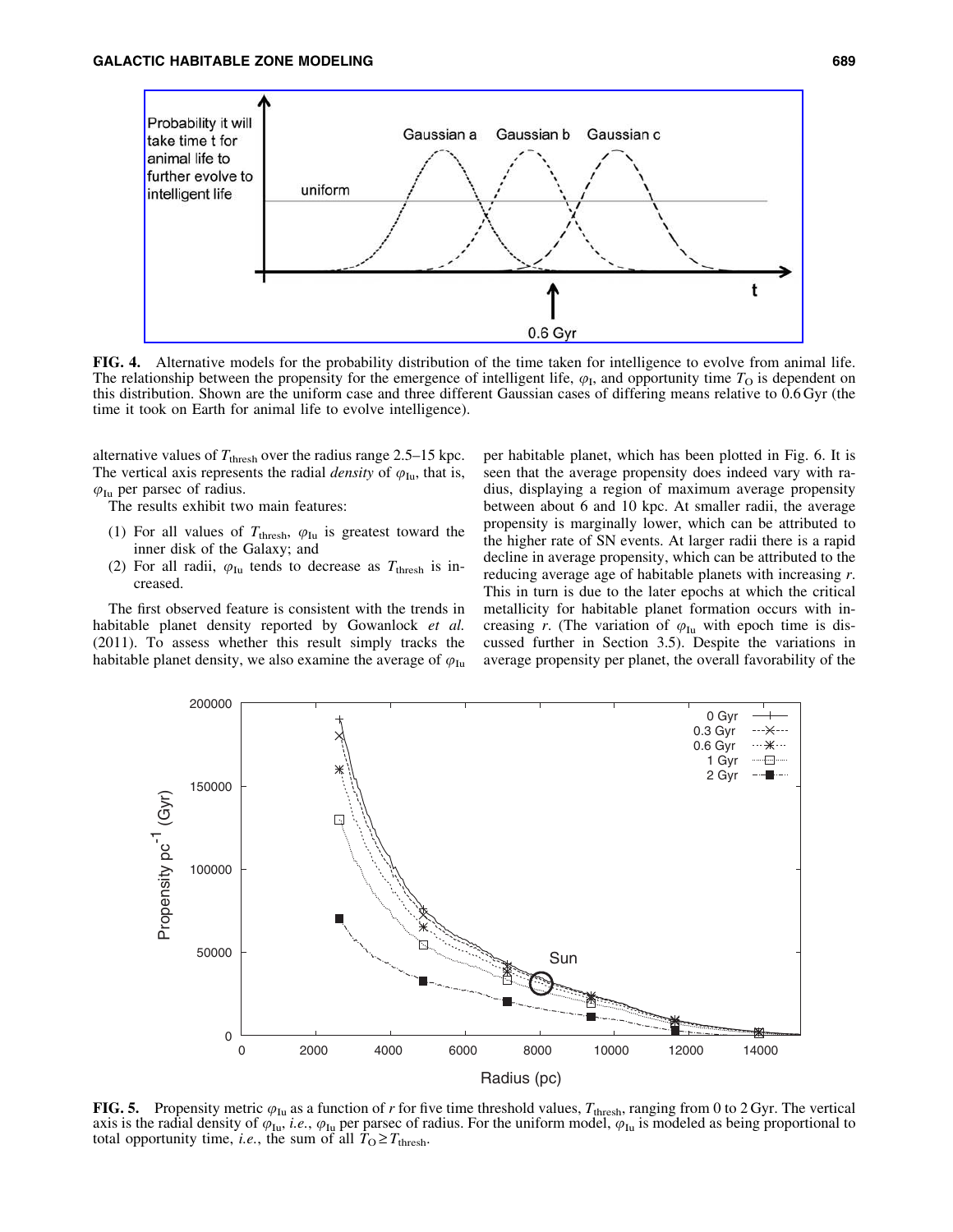FIG. 4. Alternative models for the probability distribution of the time taken for intelligence to evolve from animal life. The relationship between the propensity for the emergence of intelligent life, $\varphi_I$, and opportunity time $T_O$ is dependent on this distribution. Shown are the uniform case and three different Gaussian cases of differing means relative to 0.6 Gyr (the time it took on Earth for animal life to evolve intelligence).

alternative values of $T_{thresh}$ over the radius range 2.5–15 kpc. The vertical axis represents the radial *density* of $\varphi_{Iu}$, that is, $\varphi_{Iu}$ per parsec of radius.

The results exhibit two main features:

(1) For all values of $T_{thresh}$, $\varphi_{Iu}$ is greatest toward the inner disk of the Galaxy; and
(2) For all radii, $\varphi_{Iu}$ tends to decrease as $T_{thresh}$ is increased.

The first observed feature is consistent with the trends in habitable planet density reported by Gowanlock *et al.* (2011). To assess whether this result simply tracks the habitable planet density, we also examine the average of $\varphi_{Iu}$ per habitable planet, which has been plotted in Fig. 6. It is seen that the average propensity does indeed vary with radius, displaying a region of maximum average propensity between about 6 and 10 kpc. At smaller radii, the average propensity is marginally lower, which can be attributed to the higher rate of SN events. At larger radii there is a rapid decline in average propensity, which can be attributed to the reducing average age of habitable planets with increasing *r*. This in turn is due to the later epochs at which the critical metallicity for habitable planet formation occurs with increasing *r*. (The variation of $\varphi_{Iu}$ with epoch time is discussed further in Section 3.5). Despite the variations in average propensity per planet, the overall favorability of the

FIG. 5. Propensity metric $\varphi_{Iu}$ as a function of *r* for five time threshold values, $T_{thresh}$, ranging from 0 to 2 Gyr. The vertical axis is the radial density of $\varphi_{Iu}$, *i.e.*, $\varphi_{Iu}$ per parsec of radius. For the uniform model, $\varphi_{Iu}$ is modeled as being proportional to total opportunity time, *i.e.*, the sum of all $T_O \geq T_{thresh}$.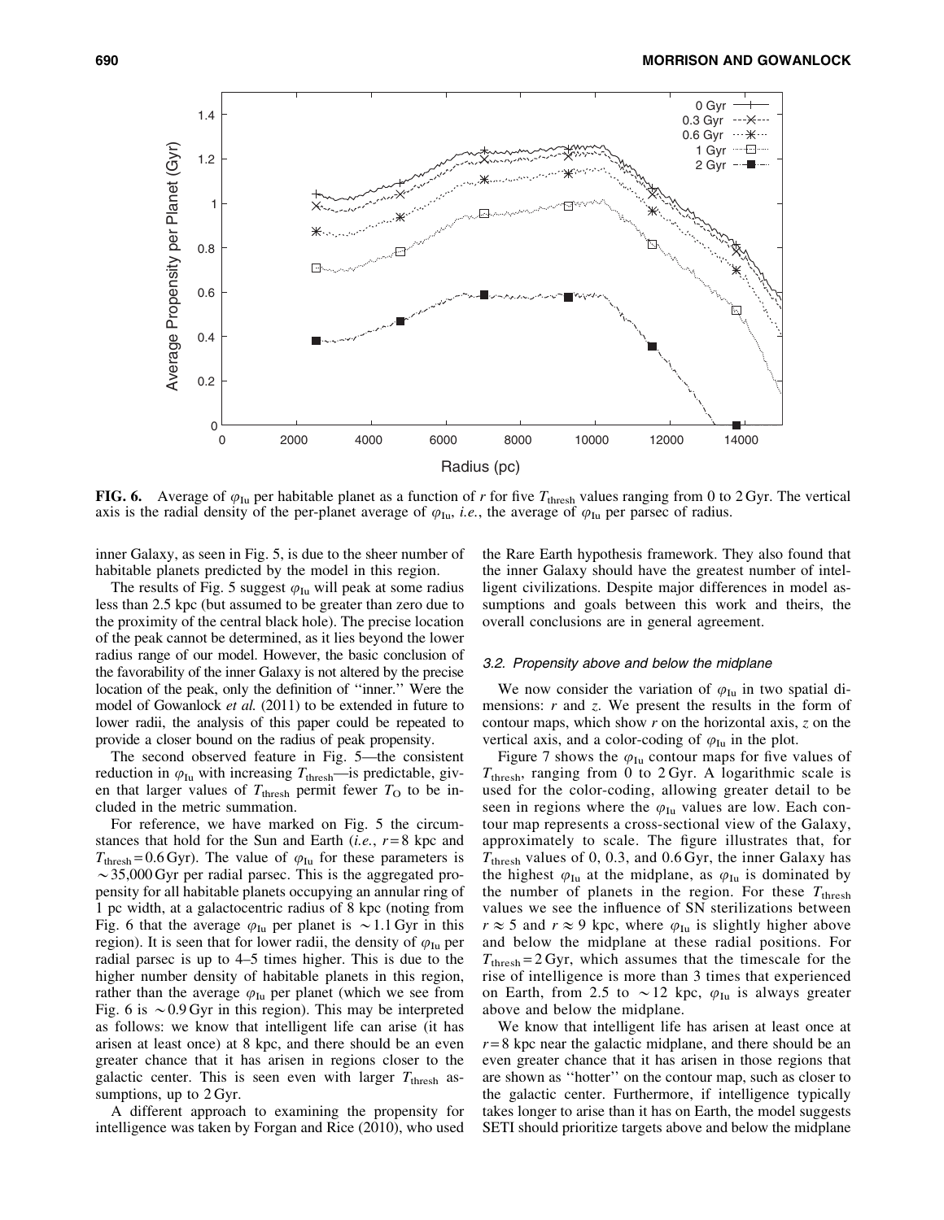**FIG. 6.** Average of $\varphi_{Iu}$ per habitable planet as a function of $r$ for five $T_{thresh}$ values ranging from 0 to 2 Gyr. The vertical axis is the radial density of the per-planet average of $\varphi_{Iu}$, *i.e.*, the average of $\varphi_{Iu}$ per parsec of radius.

inner Galaxy, as seen in Fig. 5, is due to the sheer number of habitable planets predicted by the model in this region.

The results of Fig. 5 suggest $\varphi_{Iu}$ will peak at some radius less than 2.5 kpc (but assumed to be greater than zero due to the proximity of the central black hole). The precise location of the peak cannot be determined, as it lies beyond the lower radius range of our model. However, the basic conclusion of the favorability of the inner Galaxy is not altered by the precise location of the peak, only the definition of ''inner.'' Were the model of Gowanlock *et al.* (2011) to be extended in future to lower radii, the analysis of this paper could be repeated to provide a closer bound on the radius of peak propensity.

The second observed feature in Fig. 5—the consistent reduction in $\varphi_{Iu}$ with increasing $T_{thresh}$—is predictable, given that larger values of $T_{thresh}$ permit fewer $T_O$ to be included in the metric summation.

For reference, we have marked on Fig. 5 the circumstances that hold for the Sun and Earth (*i.e.*, $r = 8$ kpc and $T_{thresh} = 0.6$ Gyr). The value of $\varphi_{Iu}$ for these parameters is $\sim$35,000 Gyr per radial parsec. This is the aggregated propensity for all habitable planets occupying an annular ring of 1 pc width, at a galactocentric radius of 8 kpc (noting from Fig. 6 that the average $\varphi_{Iu}$ per planet is $\sim$1.1 Gyr in this region). It is seen that for lower radii, the density of $\varphi_{Iu}$ per radial parsec is up to 4–5 times higher. This is due to the higher number density of habitable planets in this region, rather than the average $\varphi_{Iu}$ per planet (which we see from Fig. 6 is $\sim$0.9 Gyr in this region). This may be interpreted as follows: we know that intelligent life can arise (it has arisen at least once) at 8 kpc, and there should be an even greater chance that it has arisen in regions closer to the galactic center. This is seen even with larger $T_{thresh}$ assumptions, up to 2 Gyr.

A different approach to examining the propensity for intelligence was taken by Forgan and Rice (2010), who used the Rare Earth hypothesis framework. They also found that the inner Galaxy should have the greatest number of intelligent civilizations. Despite major differences in model assumptions and goals between this work and theirs, the overall conclusions are in general agreement.

### 3.2. Propensity above and below the midplane

We now consider the variation of $\varphi_{Iu}$ in two spatial dimensions: $r$ and $z$. We present the results in the form of contour maps, which show $r$ on the horizontal axis, $z$ on the vertical axis, and a color-coding of $\varphi_{Iu}$ in the plot.

Figure 7 shows the $\varphi_{Iu}$ contour maps for five values of $T_{thresh}$, ranging from 0 to 2 Gyr. A logarithmic scale is used for the color-coding, allowing greater detail to be seen in regions where the $\varphi_{Iu}$ values are low. Each contour map represents a cross-sectional view of the Galaxy, approximately to scale. The figure illustrates that, for $T_{thresh}$ values of 0, 0.3, and 0.6 Gyr, the inner Galaxy has the highest $\varphi_{Iu}$ at the midplane, as $\varphi_{Iu}$ is dominated by the number of planets in the region. For these $T_{thresh}$ values we see the influence of SN sterilizations between $r \approx 5$ and $r \approx 9$ kpc, where $\varphi_{Iu}$ is slightly higher above and below the midplane at these radial positions. For $T_{thresh} = 2$ Gyr, which assumes that the timescale for the rise of intelligence is more than 3 times that experienced on Earth, from 2.5 to $\sim$12 kpc, $\varphi_{Iu}$ is always greater above and below the midplane.

We know that intelligent life has arisen at least once at $r = 8$ kpc near the galactic midplane, and there should be an even greater chance that it has arisen in those regions that are shown as ''hotter'' on the contour map, such as closer to the galactic center. Furthermore, if intelligence typically takes longer to arise than it has on Earth, the model suggests SETI should prioritize targets above and below the midplane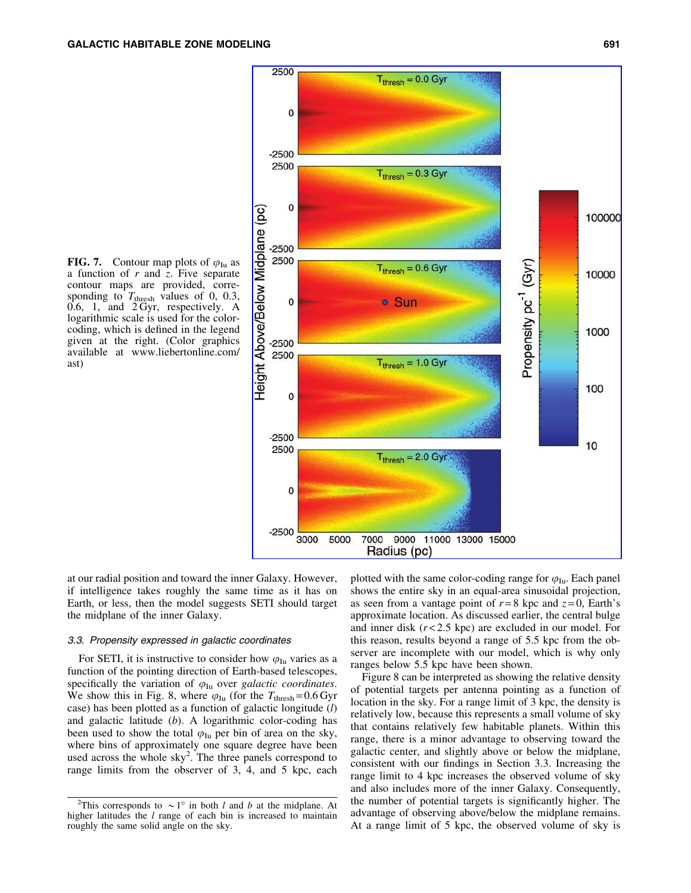**FIG. 7.** Contour map plots of $\varphi_{\mathrm{Iu}}$ as a function of $r$ and $z$. Five separate contour maps are provided, corresponding to $T_{\mathrm{thresh}}$ values of 0, 0.3, 0.6, 1, and 2 Gyr, respectively. A logarithmic scale is used for the color-coding, which is defined in the legend given at the right. (Color graphics available at www.liebertonline.com/ast)

at our radial position and toward the inner Galaxy. However, if intelligence takes roughly the same time as it has on Earth, or less, then the model suggests SETI should target the midplane of the inner Galaxy.

### 3.3. Propensity expressed in galactic coordinates

For SETI, it is instructive to consider how $\varphi_{\mathrm{Iu}}$ varies as a function of the pointing direction of Earth-based telescopes, specifically the variation of $\varphi_{\mathrm{Iu}}$ over *galactic coordinates*. We show this in Fig. 8, where $\varphi_{\mathrm{Iu}}$ (for the $T_{\mathrm{thresh}} = 0.6$ Gyr case) has been plotted as a function of galactic longitude ($l$) and galactic latitude ($b$). A logarithmic color-coding has been used to show the total $\varphi_{\mathrm{Iu}}$ per bin of area on the sky, where bins of approximately one square degree have been used across the whole sky[2]. The three panels correspond to range limits from the observer of 3, 4, and 5 kpc, each plotted with the same color-coding range for $\varphi_{\mathrm{Iu}}$. Each panel shows the entire sky in an equal-area sinusoidal projection, as seen from a vantage point of $r = 8$ kpc and $z = 0$, Earth's approximate location. As discussed earlier, the central bulge and inner disk ($r < 2.5$ kpc) are excluded in our model. For this reason, results beyond a range of 5.5 kpc from the observer are incomplete with our model, which is why only ranges below 5.5 kpc have been shown.

Figure 8 can be interpreted as showing the relative density of potential targets per antenna pointing as a function of location in the sky. For a range limit of 3 kpc, the density is relatively low, because this represents a small volume of sky that contains relatively few habitable planets. Within this range, there is a minor advantage to observing toward the galactic center, and slightly above or below the midplane, consistent with our findings in Section 3.3. Increasing the range limit to 4 kpc increases the observed volume of sky and also includes more of the inner Galaxy. Consequently, the number of potential targets is significantly higher. The advantage of observing above/below the midplane remains. At a range limit of 5 kpc, the observed volume of sky is

[2] This corresponds to $\sim 1°$ in both $l$ and $b$ at the midplane. At higher latitudes the $l$ range of each bin is increased to maintain roughly the same solid angle on the sky.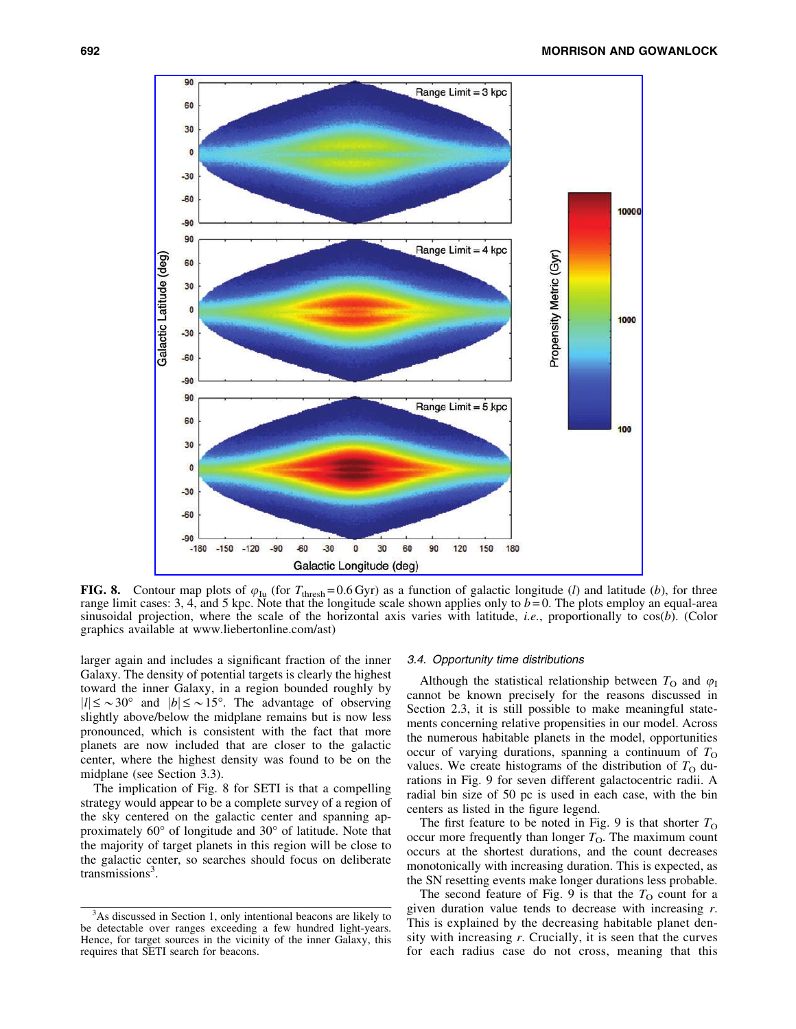**FIG. 8.** Contour map plots of $\varphi_{\mathrm{Iu}}$ (for $T_{\mathrm{thresh}} = 0.6$ Gyr) as a function of galactic longitude ($l$) and latitude ($b$), for three range limit cases: 3, 4, and 5 kpc. Note that the longitude scale shown applies only to $b = 0$. The plots employ an equal-area sinusoidal projection, where the scale of the horizontal axis varies with latitude, *i.e.*, proportionally to cos($b$). (Color graphics available at www.liebertonline.com/ast)

larger again and includes a significant fraction of the inner Galaxy. The density of potential targets is clearly the highest toward the inner Galaxy, in a region bounded roughly by $|l| \leq \sim 30°$ and $|b| \leq \sim 15°$. The advantage of observing slightly above/below the midplane remains but is now less pronounced, which is consistent with the fact that more planets are now included that are closer to the galactic center, where the highest density was found to be on the midplane (see Section 3.3).

The implication of Fig. 8 for SETI is that a compelling strategy would appear to be a complete survey of a region of the sky centered on the galactic center and spanning approximately 60° of longitude and 30° of latitude. Note that the majority of target planets in this region will be close to the galactic center, so searches should focus on deliberate transmissions[3].

### 3.4. Opportunity time distributions

Although the statistical relationship between $T_{\mathrm{O}}$ and $\varphi_{\mathrm{I}}$ cannot be known precisely for the reasons discussed in Section 2.3, it is still possible to make meaningful statements concerning relative propensities in our model. Across the numerous habitable planets in the model, opportunities occur of varying durations, spanning a continuum of $T_{\mathrm{O}}$ values. We create histograms of the distribution of $T_{\mathrm{O}}$ durations in Fig. 9 for seven different galactocentric radii. A radial bin size of 50 pc is used in each case, with the bin centers as listed in the figure legend.

The first feature to be noted in Fig. 9 is that shorter $T_{\mathrm{O}}$ occur more frequently than longer $T_{\mathrm{O}}$. The maximum count occurs at the shortest durations, and the count decreases monotonically with increasing duration. This is expected, as the SN resetting events make longer durations less probable.

The second feature of Fig. 9 is that the $T_{\mathrm{O}}$ count for a given duration value tends to decrease with increasing $r$. This is explained by the decreasing habitable planet density with increasing $r$. Crucially, it is seen that the curves for each radius case do not cross, meaning that this

[3]As discussed in Section 1, only intentional beacons are likely to be detectable over ranges exceeding a few hundred light-years. Hence, for target sources in the vicinity of the inner Galaxy, this requires that SETI search for beacons.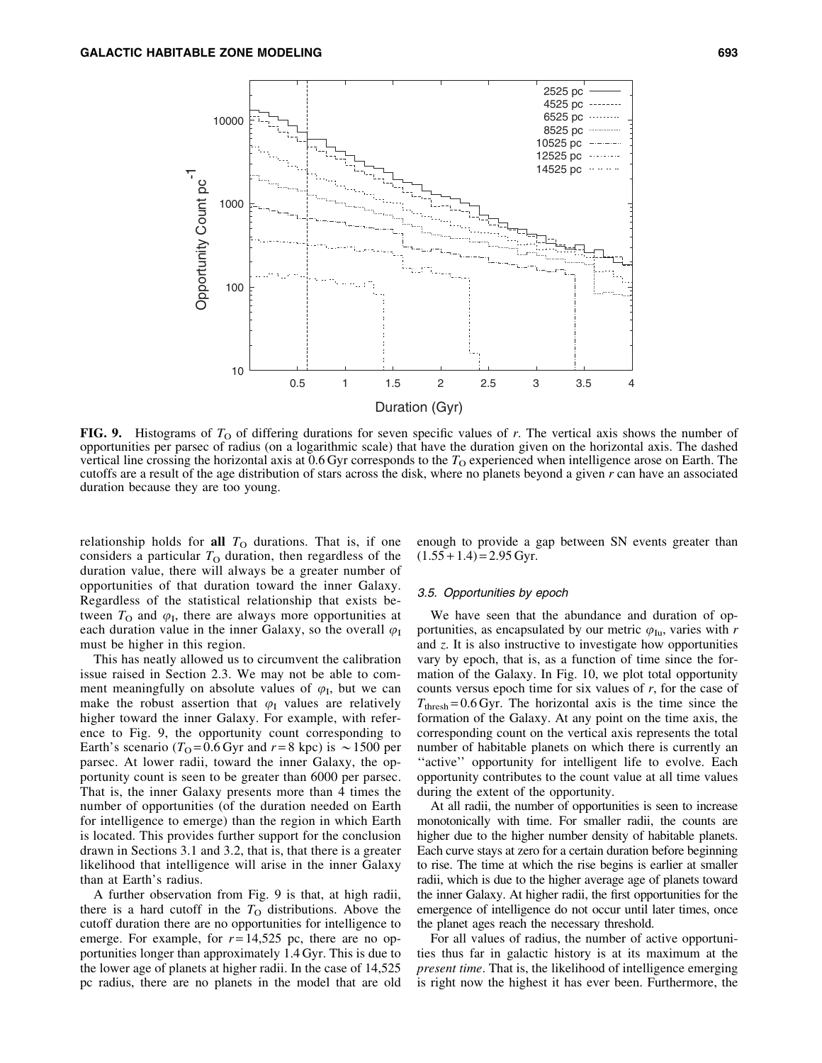FIG. 9. Histograms of $T_O$ of differing durations for seven specific values of $r$. The vertical axis shows the number of opportunities per parsec of radius (on a logarithmic scale) that have the duration given on the horizontal axis. The dashed vertical line crossing the horizontal axis at 0.6 Gyr corresponds to the $T_O$ experienced when intelligence arose on Earth. The cutoffs are a result of the age distribution of stars across the disk, where no planets beyond a given $r$ can have an associated duration because they are too young.

relationship holds for **all** $T_O$ durations. That is, if one considers a particular $T_O$ duration, then regardless of the duration value, there will always be a greater number of opportunities of that duration toward the inner Galaxy. Regardless of the statistical relationship that exists between $T_O$ and $\varphi_I$, there are always more opportunities at each duration value in the inner Galaxy, so the overall $\varphi_I$ must be higher in this region.

This has neatly allowed us to circumvent the calibration issue raised in Section 2.3. We may not be able to comment meaningfully on absolute values of $\varphi_I$, but we can make the robust assertion that $\varphi_I$ values are relatively higher toward the inner Galaxy. For example, with reference to Fig. 9, the opportunity count corresponding to Earth's scenario ($T_O = 0.6$ Gyr and $r = 8$ kpc) is $\sim 1500$ per parsec. At lower radii, toward the inner Galaxy, the opportunity count is seen to be greater than 6000 per parsec. That is, the inner Galaxy presents more than 4 times the number of opportunities (of the duration needed on Earth for intelligence to emerge) than the region in which Earth is located. This provides further support for the conclusion drawn in Sections 3.1 and 3.2, that is, that there is a greater likelihood that intelligence will arise in the inner Galaxy than at Earth's radius.

A further observation from Fig. 9 is that, at high radii, there is a hard cutoff in the $T_O$ distributions. Above the cutoff duration there are no opportunities for intelligence to emerge. For example, for $r = 14{,}525$ pc, there are no opportunities longer than approximately 1.4 Gyr. This is due to the lower age of planets at higher radii. In the case of 14,525 pc radius, there are no planets in the model that are old enough to provide a gap between SN events greater than $(1.55 + 1.4) = 2.95$ Gyr.

### 3.5. Opportunities by epoch

We have seen that the abundance and duration of opportunities, as encapsulated by our metric $\varphi_{Iu}$, varies with $r$ and $z$. It is also instructive to investigate how opportunities vary by epoch, that is, as a function of time since the formation of the Galaxy. In Fig. 10, we plot total opportunity counts versus epoch time for six values of $r$, for the case of $T_{thresh} = 0.6$ Gyr. The horizontal axis is the time since the formation of the Galaxy. At any point on the time axis, the corresponding count on the vertical axis represents the total number of habitable planets on which there is currently an ''active'' opportunity for intelligent life to evolve. Each opportunity contributes to the count value at all time values during the extent of the opportunity.

At all radii, the number of opportunities is seen to increase monotonically with time. For smaller radii, the counts are higher due to the higher number density of habitable planets. Each curve stays at zero for a certain duration before beginning to rise. The time at which the rise begins is earlier at smaller radii, which is due to the higher average age of planets toward the inner Galaxy. At higher radii, the first opportunities for the emergence of intelligence do not occur until later times, once the planet ages reach the necessary threshold.

For all values of radius, the number of active opportunities thus far in galactic history is at its maximum at the *present time*. That is, the likelihood of intelligence emerging is right now the highest it has ever been. Furthermore, the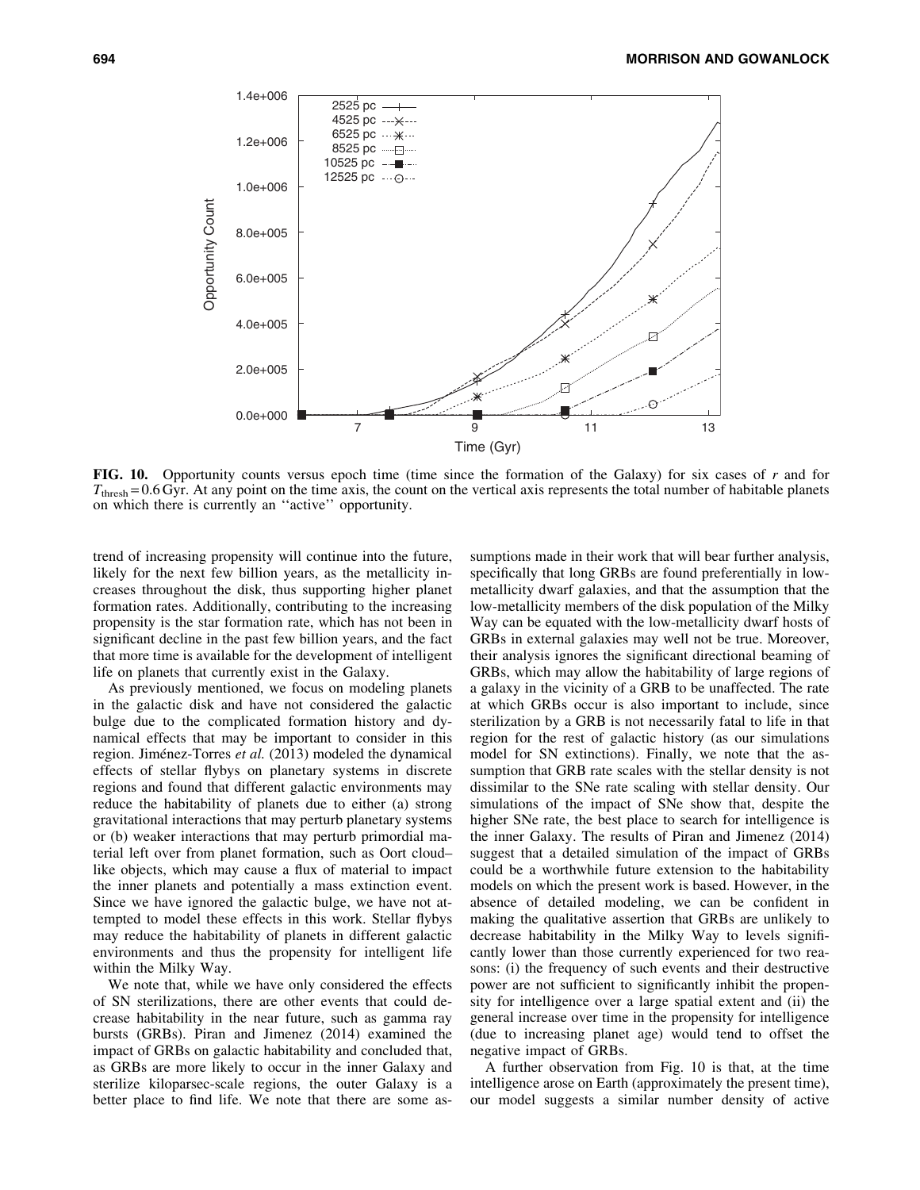1.4e+006

1.2e+006

1.0e+006

8.0e+005

6.0e+005

4.0e+005

2.0e+005

0.0e+000

Opportunity Count

2525 pc
4525 pc
6525 pc
8525 pc
10525 pc
12525 pc

7
9
11
13

Time (Gyr)

**FIG. 10.** Opportunity counts versus epoch time (time since the formation of the Galaxy) for six cases of $r$ and for $T_{\mathrm{thresh}} = 0.6$ Gyr. At any point on the time axis, the count on the vertical axis represents the total number of habitable planets on which there is currently an ''active'' opportunity.

trend of increasing propensity will continue into the future, likely for the next few billion years, as the metallicity increases throughout the disk, thus supporting higher planet formation rates. Additionally, contributing to the increasing propensity is the star formation rate, which has not been in significant decline in the past few billion years, and the fact that more time is available for the development of intelligent life on planets that currently exist in the Galaxy.

As previously mentioned, we focus on modeling planets in the galactic disk and have not considered the galactic bulge due to the complicated formation history and dynamical effects that may be important to consider in this region. Jiménez-Torres *et al.* (2013) modeled the dynamical effects of stellar flybys on planetary systems in discrete regions and found that different galactic environments may reduce the habitability of planets due to either (a) strong gravitational interactions that may perturb planetary systems or (b) weaker interactions that may perturb primordial material left over from planet formation, such as Oort cloud–like objects, which may cause a flux of material to impact the inner planets and potentially a mass extinction event. Since we have ignored the galactic bulge, we have not attempted to model these effects in this work. Stellar flybys may reduce the habitability of planets in different galactic environments and thus the propensity for intelligent life within the Milky Way.

We note that, while we have only considered the effects of SN sterilizations, there are other events that could decrease habitability in the near future, such as gamma ray bursts (GRBs). Piran and Jimenez (2014) examined the impact of GRBs on galactic habitability and concluded that, as GRBs are more likely to occur in the inner Galaxy and sterilize kiloparsec-scale regions, the outer Galaxy is a better place to find life. We note that there are some assumptions made in their work that will bear further analysis, specifically that long GRBs are found preferentially in low-metallicity dwarf galaxies, and that the assumption that the low-metallicity members of the disk population of the Milky Way can be equated with the low-metallicity dwarf hosts of GRBs in external galaxies may well not be true. Moreover, their analysis ignores the significant directional beaming of GRBs, which may allow the habitability of large regions of a galaxy in the vicinity of a GRB to be unaffected. The rate at which GRBs occur is also important to include, since sterilization by a GRB is not necessarily fatal to life in that region for the rest of galactic history (as our simulations model for SN extinctions). Finally, we note that the assumption that GRB rate scales with the stellar density is not dissimilar to the SNe rate scaling with stellar density. Our simulations of the impact of SNe show that, despite the higher SNe rate, the best place to search for intelligence is the inner Galaxy. The results of Piran and Jimenez (2014) suggest that a detailed simulation of the impact of GRBs could be a worthwhile future extension to the habitability models on which the present work is based. However, in the absence of detailed modeling, we can be confident in making the qualitative assertion that GRBs are unlikely to decrease habitability in the Milky Way to levels significantly lower than those currently experienced for two reasons: (i) the frequency of such events and their destructive power are not sufficient to significantly inhibit the propensity for intelligence over a large spatial extent and (ii) the general increase over time in the propensity for intelligence (due to increasing planet age) would tend to offset the negative impact of GRBs.

A further observation from Fig. 10 is that, at the time intelligence arose on Earth (approximately the present time), our model suggests a similar number density of active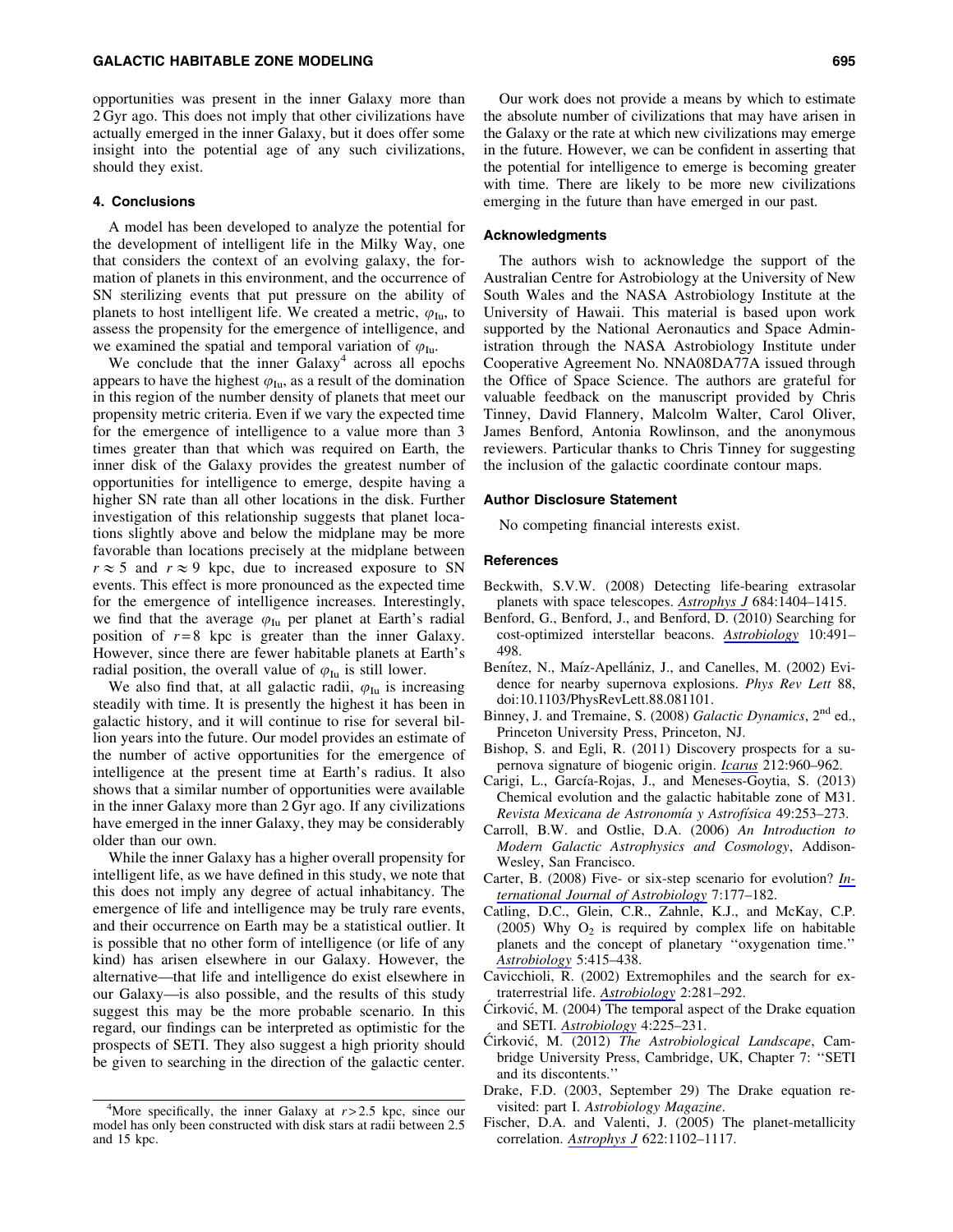opportunities was present in the inner Galaxy more than 2 Gyr ago. This does not imply that other civilizations have actually emerged in the inner Galaxy, but it does offer some insight into the potential age of any such civilizations, should they exist.

## 4. Conclusions

A model has been developed to analyze the potential for the development of intelligent life in the Milky Way, one that considers the context of an evolving galaxy, the formation of planets in this environment, and the occurrence of SN sterilizing events that put pressure on the ability of planets to host intelligent life. We created a metric, $\varphi_{Iu}$, to assess the propensity for the emergence of intelligence, and we examined the spatial and temporal variation of $\varphi_{Iu}$.

We conclude that the inner Galaxy[4] across all epochs appears to have the highest $\varphi_{Iu}$, as a result of the domination in this region of the number density of planets that meet our propensity metric criteria. Even if we vary the expected time for the emergence of intelligence to a value more than 3 times greater than that which was required on Earth, the inner disk of the Galaxy provides the greatest number of opportunities for intelligence to emerge, despite having a higher SN rate than all other locations in the disk. Further investigation of this relationship suggests that planet locations slightly above and below the midplane may be more favorable than locations precisely at the midplane between $r \approx 5$ and $r \approx 9$ kpc, due to increased exposure to SN events. This effect is more pronounced as the expected time for the emergence of intelligence increases. Interestingly, we find that the average $\varphi_{Iu}$ per planet at Earth's radial position of $r = 8$ kpc is greater than the inner Galaxy. However, since there are fewer habitable planets at Earth's radial position, the overall value of $\varphi_{Iu}$ is still lower.

We also find that, at all galactic radii, $\varphi_{Iu}$ is increasing steadily with time. It is presently the highest it has been in galactic history, and it will continue to rise for several billion years into the future. Our model provides an estimate of the number of active opportunities for the emergence of intelligence at the present time at Earth's radius. It also shows that a similar number of opportunities were available in the inner Galaxy more than 2 Gyr ago. If any civilizations have emerged in the inner Galaxy, they may be considerably older than our own.

While the inner Galaxy has a higher overall propensity for intelligent life, as we have defined in this study, we note that this does not imply any degree of actual inhabitancy. The emergence of life and intelligence may be truly rare events, and their occurrence on Earth may be a statistical outlier. It is possible that no other form of intelligence (or life of any kind) has arisen elsewhere in our Galaxy. However, the alternative—that life and intelligence do exist elsewhere in our Galaxy—is also possible, and the results of this study suggest this may be the more probable scenario. In this regard, our findings can be interpreted as optimistic for the prospects of SETI. They also suggest a high priority should be given to searching in the direction of the galactic center.

[4]More specifically, the inner Galaxy at $r > 2.5$ kpc, since our model has only been constructed with disk stars at radii between 2.5 and 15 kpc.

Our work does not provide a means by which to estimate the absolute number of civilizations that may have arisen in the Galaxy or the rate at which new civilizations may emerge in the future. However, we can be confident in asserting that the potential for intelligence to emerge is becoming greater with time. There are likely to be more new civilizations emerging in the future than have emerged in our past.

## Acknowledgments

The authors wish to acknowledge the support of the Australian Centre for Astrobiology at the University of New South Wales and the NASA Astrobiology Institute at the University of Hawaii. This material is based upon work supported by the National Aeronautics and Space Administration through the NASA Astrobiology Institute under Cooperative Agreement No. NNA08DA77A issued through the Office of Space Science. The authors are grateful for valuable feedback on the manuscript provided by Chris Tinney, David Flannery, Malcolm Walter, Carol Oliver, James Benford, Antonia Rowlinson, and the anonymous reviewers. Particular thanks to Chris Tinney for suggesting the inclusion of the galactic coordinate contour maps.

## Author Disclosure Statement

No competing financial interests exist.

## References

Beckwith, S.V.W. (2008) Detecting life-bearing extrasolar planets with space telescopes. *Astrophys J* 684:1404–1415.

Benford, G., Benford, J., and Benford, D. (2010) Searching for cost-optimized interstellar beacons. *Astrobiology* 10:491–498.

Benítez, N., Maíz-Apellániz, J., and Canelles, M. (2002) Evidence for nearby supernova explosions. *Phys Rev Lett* 88, doi:10.1103/PhysRevLett.88.081101.

Binney, J. and Tremaine, S. (2008) *Galactic Dynamics*, 2nd ed., Princeton University Press, Princeton, NJ.

Bishop, S. and Egli, R. (2011) Discovery prospects for a supernova signature of biogenic origin. *Icarus* 212:960–962.

Carigi, L., García-Rojas, J., and Meneses-Goytia, S. (2013) Chemical evolution and the galactic habitable zone of M31. *Revista Mexicana de Astronomía y Astrofísica* 49:253–273.

Carroll, B.W. and Ostlie, D.A. (2006) *An Introduction to Modern Galactic Astrophysics and Cosmology*, Addison-Wesley, San Francisco.

Carter, B. (2008) Five- or six-step scenario for evolution? *International Journal of Astrobiology* 7:177–182.

Catling, D.C., Glein, C.R., Zahnle, K.J., and McKay, C.P. (2005) Why $O_2$ is required by complex life on habitable planets and the concept of planetary ''oxygenation time.'' *Astrobiology* 5:415–438.

Cavicchioli, R. (2002) Extremophiles and the search for extraterrestrial life. *Astrobiology* 2:281–292.

Ćirković, M. (2004) The temporal aspect of the Drake equation and SETI. *Astrobiology* 4:225–231.

Ćirković, M. (2012) *The Astrobiological Landscape*, Cambridge University Press, Cambridge, UK, Chapter 7: ''SETI and its discontents.''

Drake, F.D. (2003, September 29) The Drake equation revisited: part I. *Astrobiology Magazine*.

Fischer, D.A. and Valenti, J. (2005) The planet-metallicity correlation. *Astrophys J* 622:1102–1117.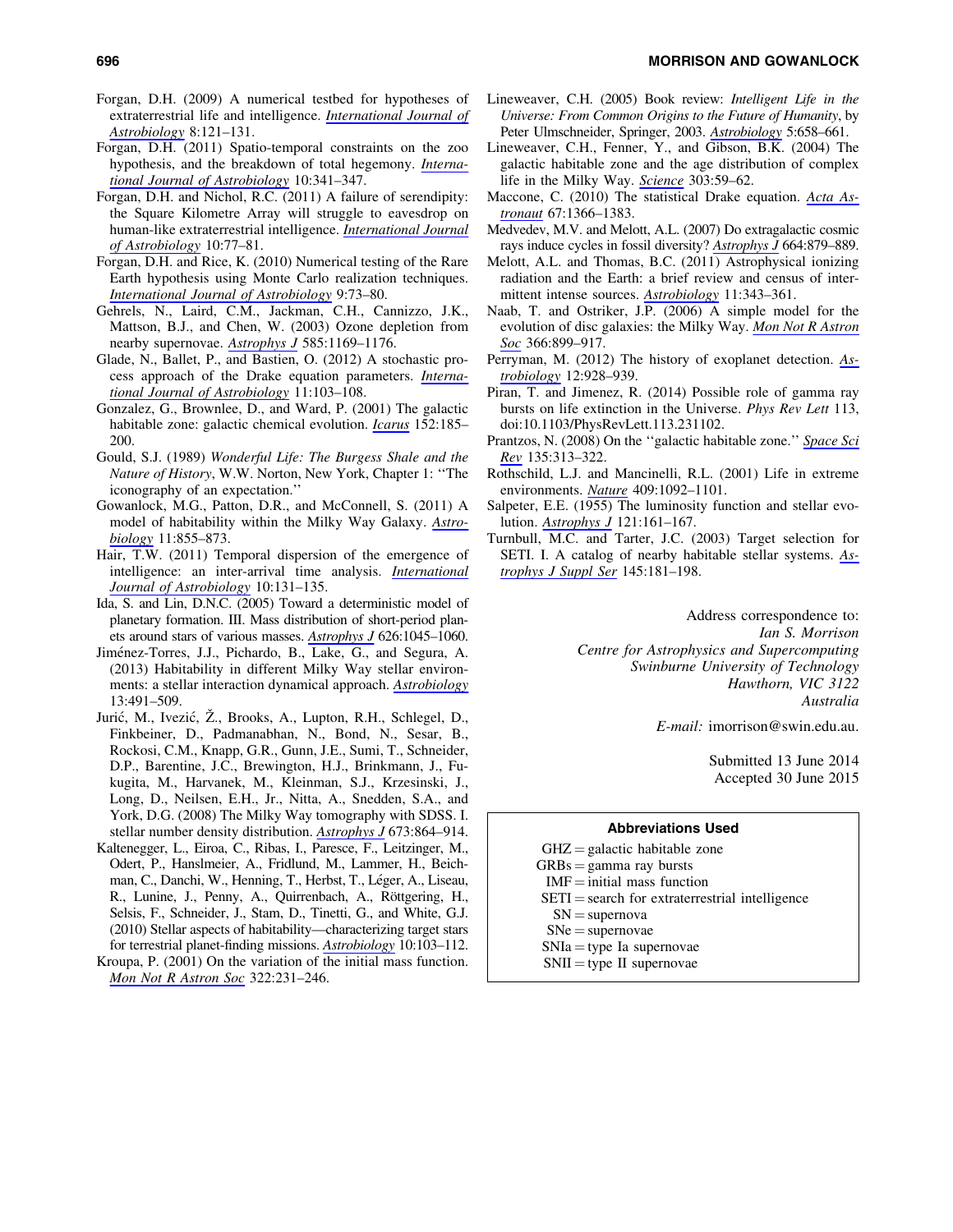Forgan, D.H. (2009) A numerical testbed for hypotheses of extraterrestrial life and intelligence. *International Journal of Astrobiology* 8:121–131.

Forgan, D.H. (2011) Spatio-temporal constraints on the zoo hypothesis, and the breakdown of total hegemony. *International Journal of Astrobiology* 10:341–347.

Forgan, D.H. and Nichol, R.C. (2011) A failure of serendipity: the Square Kilometre Array will struggle to eavesdrop on human-like extraterrestrial intelligence. *International Journal of Astrobiology* 10:77–81.

Forgan, D.H. and Rice, K. (2010) Numerical testing of the Rare Earth hypothesis using Monte Carlo realization techniques. *International Journal of Astrobiology* 9:73–80.

Gehrels, N., Laird, C.M., Jackman, C.H., Cannizzo, J.K., Mattson, B.J., and Chen, W. (2003) Ozone depletion from nearby supernovae. *Astrophys J* 585:1169–1176.

Glade, N., Ballet, P., and Bastien, O. (2012) A stochastic process approach of the Drake equation parameters. *International Journal of Astrobiology* 11:103–108.

Gonzalez, G., Brownlee, D., and Ward, P. (2001) The galactic habitable zone: galactic chemical evolution. *Icarus* 152:185–200.

Gould, S.J. (1989) *Wonderful Life: The Burgess Shale and the Nature of History*, W.W. Norton, New York, Chapter 1: ''The iconography of an expectation.''

Gowanlock, M.G., Patton, D.R., and McConnell, S. (2011) A model of habitability within the Milky Way Galaxy. *Astrobiology* 11:855–873.

Hair, T.W. (2011) Temporal dispersion of the emergence of intelligence: an inter-arrival time analysis. *International Journal of Astrobiology* 10:131–135.

Ida, S. and Lin, D.N.C. (2005) Toward a deterministic model of planetary formation. III. Mass distribution of short-period planets around stars of various masses. *Astrophys J* 626:1045–1060.

Jiménez-Torres, J.J., Pichardo, B., Lake, G., and Segura, A. (2013) Habitability in different Milky Way stellar environments: a stellar interaction dynamical approach. *Astrobiology* 13:491–509.

Jurić, M., Ivezić, Ž., Brooks, A., Lupton, R.H., Schlegel, D., Finkbeiner, D., Padmanabhan, N., Bond, N., Sesar, B., Rockosi, C.M., Knapp, G.R., Gunn, J.E., Sumi, T., Schneider, D.P., Barentine, J.C., Brewington, H.J., Brinkmann, J., Fukugita, M., Harvanek, M., Kleinman, S.J., Krzesinski, J., Long, D., Neilsen, E.H., Jr., Nitta, A., Snedden, S.A., and York, D.G. (2008) The Milky Way tomography with SDSS. I. stellar number density distribution. *Astrophys J* 673:864–914.

Kaltenegger, L., Eiroa, C., Ribas, I., Paresce, F., Leitzinger, M., Odert, P., Hanslmeier, A., Fridlund, M., Lammer, H., Beichman, C., Danchi, W., Henning, T., Herbst, T., Léger, A., Liseau, R., Lunine, J., Penny, A., Quirrenbach, A., Röttgering, H., Selsis, F., Schneider, J., Stam, D., Tinetti, G., and White, G.J. (2010) Stellar aspects of habitability—characterizing target stars for terrestrial planet-finding missions. *Astrobiology* 10:103–112.

Kroupa, P. (2001) On the variation of the initial mass function. *Mon Not R Astron Soc* 322:231–246.

Lineweaver, C.H. (2005) Book review: *Intelligent Life in the Universe: From Common Origins to the Future of Humanity*, by Peter Ulmschneider, Springer, 2003. *Astrobiology* 5:658–661.

Lineweaver, C.H., Fenner, Y., and Gibson, B.K. (2004) The galactic habitable zone and the age distribution of complex life in the Milky Way. *Science* 303:59–62.

Maccone, C. (2010) The statistical Drake equation. *Acta Astronaut* 67:1366–1383.

Medvedev, M.V. and Melott, A.L. (2007) Do extragalactic cosmic rays induce cycles in fossil diversity? *Astrophys J* 664:879–889.

Melott, A.L. and Thomas, B.C. (2011) Astrophysical ionizing radiation and the Earth: a brief review and census of intermittent intense sources. *Astrobiology* 11:343–361.

Naab, T. and Ostriker, J.P. (2006) A simple model for the evolution of disc galaxies: the Milky Way. *Mon Not R Astron Soc* 366:899–917.

Perryman, M. (2012) The history of exoplanet detection. *Astrobiology* 12:928–939.

Piran, T. and Jimenez, R. (2014) Possible role of gamma ray bursts on life extinction in the Universe. *Phys Rev Lett* 113, doi:10.1103/PhysRevLett.113.231102.

Prantzos, N. (2008) On the ''galactic habitable zone.'' *Space Sci Rev* 135:313–322.

Rothschild, L.J. and Mancinelli, R.L. (2001) Life in extreme environments. *Nature* 409:1092–1101.

Salpeter, E.E. (1955) The luminosity function and stellar evolution. *Astrophys J* 121:161–167.

Turnbull, M.C. and Tarter, J.C. (2003) Target selection for SETI. I. A catalog of nearby habitable stellar systems. *Astrophys J Suppl Ser* 145:181–198.

Address correspondence to:
*Ian S. Morrison*
*Centre for Astrophysics and Supercomputing*
*Swinburne University of Technology*
*Hawthorn, VIC 3122*
*Australia*

*E-mail:* imorrison@swin.edu.au.

Submitted 13 June 2014
Accepted 30 June 2015

**Abbreviations Used**

GHZ = galactic habitable zone
GRBs = gamma ray bursts
IMF = initial mass function
SETI = search for extraterrestrial intelligence
SN = supernova
SNe = supernovae
SNIa = type Ia supernovae
SNII = type II supernovae